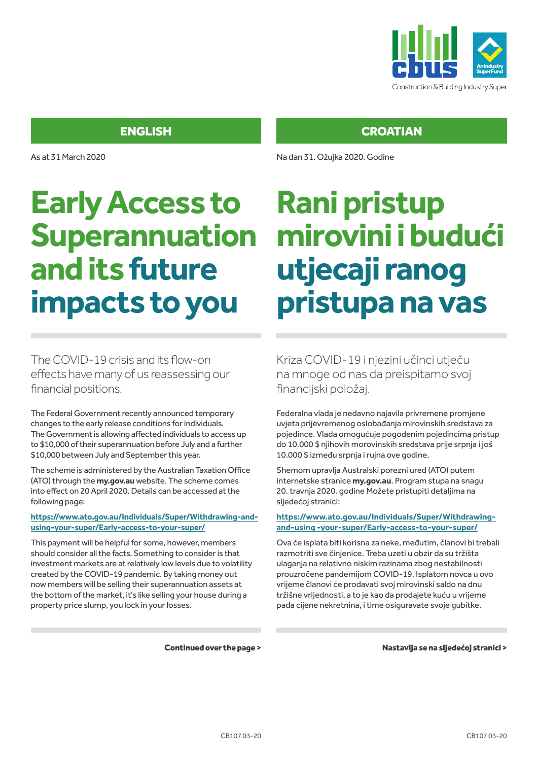Construction & Building Industry Super

## ENGLISH

As at 31 March 2020

# Early Access to Superannuation and its future impacts to you

The COVID-19 crisis and its flow-on effects have many of us reassessing our financial positions.

The Federal Government recently announced temporary changes to the early release conditions for individuals. The Government is allowing affected individuals to access up to $10,000 of their superannuation before July and a further $10,000 between July and September this year.

The scheme is administered by the Australian Taxation Office (ATO) through the **my.gov.au** website. The scheme comes into effect on 20 April 2020. Details can be accessed at the following page:

**https://www.ato.gov.au/Individuals/Super/Withdrawing-and-using-your-super/Early-access-to-your-super/**

This payment will be helpful for some, however, members should consider all the facts. Something to consider is that investment markets are at relatively low levels due to volatility created by the COVID-19 pandemic. By taking money out now members will be selling their superannuation assets at the bottom of the market, it's like selling your house during a property price slump, you lock in your losses.

**Continued over the page >**

## CROATIAN

Na dan 31. Ožujka 2020. Godine

# Rani pristup mirovini i budući utjecaji ranog pristupa na vas

Kriza COVID-19 i njezini učinci utječu na mnoge od nas da preispitamo svoj financijski položaj.

Federalna vlada je nedavno najavila privremene promjene uvjeta prijevremenog oslobađanja mirovinskih sredstava za pojedince. Vlada omogućuje pogođenim pojedincima pristup do 10.000 $ njihovih morovinskih sredstava prije srpnja i još 10.000 $ između srpnja i rujna ove godine.

Shemom upravlja Australski porezni ured (ATO) putem internetske stranice **my.gov.au**. Program stupa na snagu 20. travnja 2020. godine Možete pristupiti detaljima na sljedećoj stranici:

**https://www.ato.gov.au/Individuals/Super/Withdrawing-and-using -your-super/Early-access-to-your-super/**

Ova će isplata biti korisna za neke, međutim, članovi bi trebali razmotriti sve činjenice. Treba uzeti u obzir da su tržišta ulaganja na relativno niskim razinama zbog nestabilnosti prouzročene pandemijom COVID-19. Isplatom novca u ovo vrijeme članovi će prodavati svoj mirovinski saldo na dnu tržišne vrijednosti, a to je kao da prodajete kuću u vrijeme pada cijene nekretnina, i time osiguravate svoje gubitke.

**Nastavlja se na sljedećoj stranici >**

CB107 03-20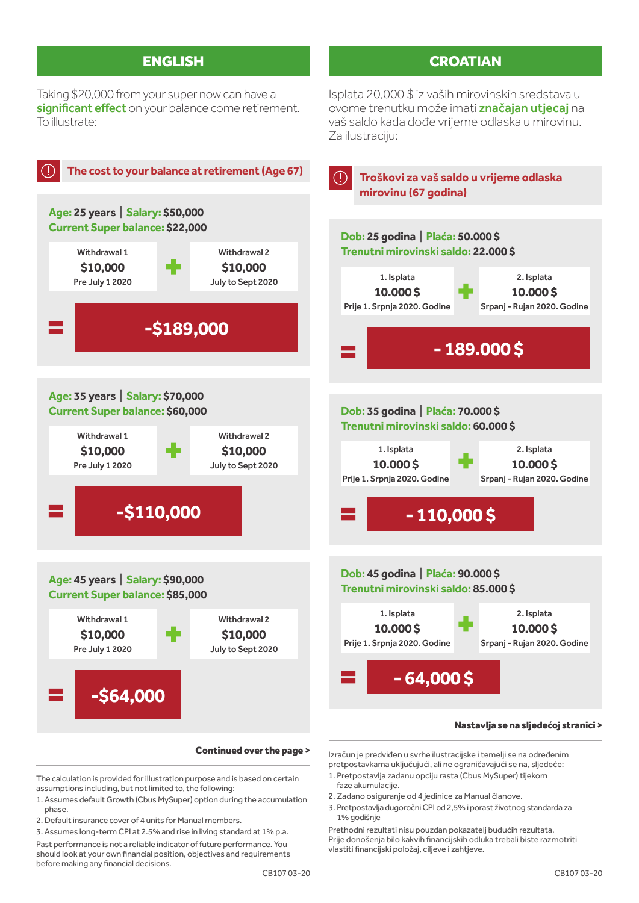## ENGLISH

Taking $20,000 from your super now can have a **significant effect** on your balance come retirement. To illustrate:

### The cost to your balance at retirement (Age 67)

**Age:** 25 years | **Salary:** $50,000
**Current Super balance:** $22,000

| Withdrawal 1 | | Withdrawal 2 |
|---|---|---|
| **$10,000** | + | **$10,000** |
| Pre July 1 2020 | | July to Sept 2020 |

= **-$189,000**

**Age:** 35 years | **Salary:** $70,000
**Current Super balance:** $60,000

| Withdrawal 1 | | Withdrawal 2 |
|---|---|---|
| **$10,000** | + | **$10,000** |
| Pre July 1 2020 | | July to Sept 2020 |

= **-$110,000**

**Age:** 45 years | **Salary:** $90,000
**Current Super balance:** $85,000

| Withdrawal 1 | | Withdrawal 2 |
|---|---|---|
| **$10,000** | + | **$10,000** |
| Pre July 1 2020 | | July to Sept 2020 |

= **-$64,000**

**Continued over the page >**

The calculation is provided for illustration purpose and is based on certain assumptions including, but not limited to, the following:

1. Assumes default Growth (Cbus MySuper) option during the accumulation phase.
2. Default insurance cover of 4 units for Manual members.
3. Assumes long-term CPI at 2.5% and rise in living standard at 1% p.a.

Past performance is not a reliable indicator of future performance. You should look at your own financial position, objectives and requirements before making any financial decisions.

CB107 03-20

## CROATIAN

Isplata 20.000 $ iz vaših mirovinskih sredstava u ovome trenutku može imati **značajan utjecaj** na vaš saldo kada dođe vrijeme odlaska u mirovinu. Za ilustraciju:

### Troškovi za vaš saldo u vrijeme odlaska mirovinu (67 godina)

**Dob:** 25 godina | **Plaća:** 50.000 $
**Trenutni mirovinski saldo:** 22.000 $

| 1. Isplata | | 2. Isplata |
|---|---|---|
| **10.000 $** | + | **10.000 $** |
| Prije 1. Srpnja 2020. Godine | | Srpanj - Rujan 2020. Godine |

= **- 189.000 $**

**Dob:** 35 godina | **Plaća:** 70.000 $
**Trenutni mirovinski saldo:** 60.000 $

| 1. Isplata | | 2. Isplata |
|---|---|---|
| **10.000 $** | + | **10.000 $** |
| Prije 1. Srpnja 2020. Godine | | Srpanj - Rujan 2020. Godine |

= **- 110,000 $**

**Dob:** 45 godina | **Plaća:** 90.000 $
**Trenutni mirovinski saldo:** 85.000 $

| 1. Isplata | | 2. Isplata |
|---|---|---|
| **10.000 $** | + | **10.000 $** |
| Prije 1. Srpnja 2020. Godine | | Srpanj - Rujan 2020. Godine |

= **- 64,000 $**

**Nastavlja se na sljedećoj stranici >**

Izračun je predviđen u svrhe ilustracijske i temelji se na određenim pretpostavkama uključujući, ali ne ograničavajući se na, sljedeće:

1. Pretpostavlja zadanu opciju rasta (Cbus MySuper) tijekom faze akumulacije.
2. Zadano osiguranje od 4 jedinice za Manual članove.
3. Pretpostavlja dugoročni CPI od 2,5% i porast životnog standarda za 1% godišnje

Prethodni rezultati nisu pouzdan pokazatelj budućih rezultata. Prije donošenja bilo kakvih financijskih odluka trebali biste razmotriti vlastiti financijski položaj, ciljeve i zahtjeve.

CB107 03-20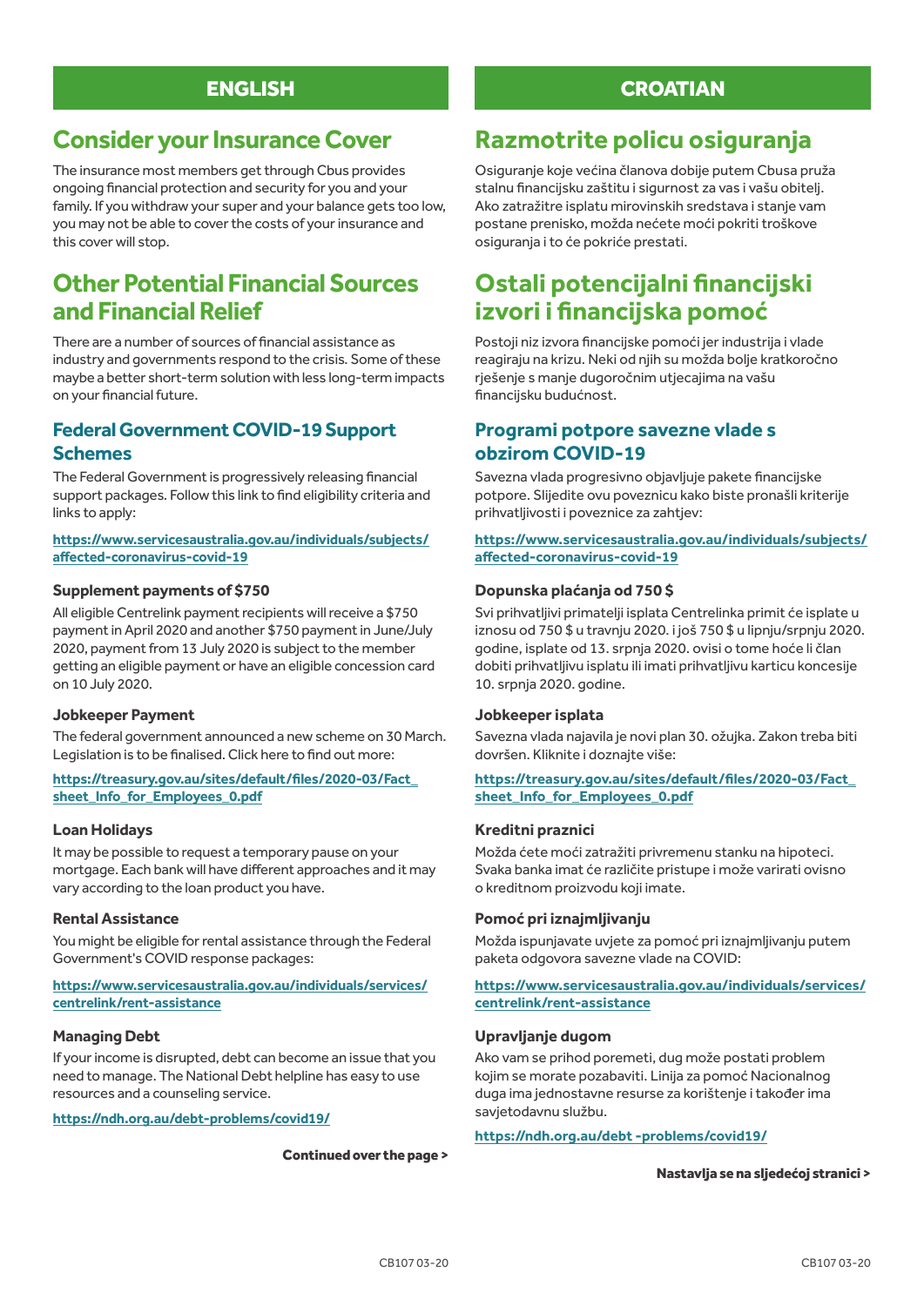## ENGLISH

# Consider your Insurance Cover

The insurance most members get through Cbus provides ongoing financial protection and security for you and your family. If you withdraw your super and your balance gets too low, you may not be able to cover the costs of your insurance and this cover will stop.

# Other Potential Financial Sources and Financial Relief

There are a number of sources of financial assistance as industry and governments respond to the crisis. Some of these maybe a better short-term solution with less long-term impacts on your financial future.

## Federal Government COVID-19 Support Schemes

The Federal Government is progressively releasing financial support packages. Follow this link to find eligibility criteria and links to apply:

**https://www.servicesaustralia.gov.au/individuals/subjects/affected-coronavirus-covid-19**

### Supplement payments of $750

All eligible Centrelink payment recipients will receive a $750 payment in April 2020 and another $750 payment in June/July 2020, payment from 13 July 2020 is subject to the member getting an eligible payment or have an eligible concession card on 10 July 2020.

### Jobkeeper Payment

The federal government announced a new scheme on 30 March. Legislation is to be finalised. Click here to find out more:

**https://treasury.gov.au/sites/default/files/2020-03/Fact_sheet_Info_for_Employees_0.pdf**

### Loan Holidays

It may be possible to request a temporary pause on your mortgage. Each bank will have different approaches and it may vary according to the loan product you have.

### Rental Assistance

You might be eligible for rental assistance through the Federal Government's COVID response packages:

**https://www.servicesaustralia.gov.au/individuals/services/centrelink/rent-assistance**

### Managing Debt

If your income is disrupted, debt can become an issue that you need to manage. The National Debt helpline has easy to use resources and a counseling service.

**https://ndh.org.au/debt-problems/covid19/**

**Continued over the page >**

## CROATIAN

# Razmotrite policu osiguranja

Osiguranje koje većina članova dobije putem Cbusa pruža stalnu financijsku zaštitu i sigurnost za vas i vašu obitelj. Ako zatražite isplatu mirovinskih sredstava i stanje vam postane prenisko, možda nećete moći pokriti troškove osiguranja i to će pokriće prestati.

# Ostali potencijalni financijski izvori i financijska pomoć

Postoji niz izvora financijske pomoći jer industrija i vlade reagiraju na krizu. Neki od njih su možda bolje kratkoročno rješenje s manje dugoročnim utjecajima na vašu financijsku budućnost.

## Programi potpore savezne vlade s obzirom COVID-19

Savezna vlada progresivno objavljuje pakete financijske potpore. Slijedite ovu poveznicu kako biste pronašli kriterije prihvatljivosti i poveznice za zahtjev:

**https://www.servicesaustralia.gov.au/individuals/subjects/affected-coronavirus-covid-19**

### Dopunska plaćanja od 750 $

Svi prihvatljivi primatelji isplata Centrelinka primit će isplate u iznosu od 750 $ u travnju 2020. i još 750 $ u lipnju/srpnju 2020. godine, isplate od 13. srpnja 2020. ovisi o tome hoće li član dobiti prihvatljivu isplatu ili imati prihvatljivu karticu koncesije 10. srpnja 2020. godine.

### Jobkeeper isplata

Savezna vlada najavila je novi plan 30. ožujka. Zakon treba biti dovršen. Kliknite i doznajte više:

**https://treasury.gov.au/sites/default/files/2020-03/Fact_sheet_Info_for_Employees_0.pdf**

### Kreditni praznici

Možda ćete moći zatražiti privremenu stanku na hipoteci. Svaka banka imat će različite pristupe i može varirati ovisno o kreditnom proizvodu koji imate.

### Pomoć pri iznajmljivanju

Možda ispunjavate uvjete za pomoć pri iznajmljivanju putem paketa odgovora savezne vlade na COVID:

**https://www.servicesaustralia.gov.au/individuals/services/centrelink/rent-assistance**

### Upravljanje dugom

Ako vam se prihod poremeti, dug može postati problem kojim se morate pozabaviti. Linija za pomoć Nacionalnog duga ima jednostavne resurse za korištenje i također ima savjetodavnu službu.

**https://ndh.org.au/debt -problems/covid19/**

**Nastavlja se na sljedećoj stranici >**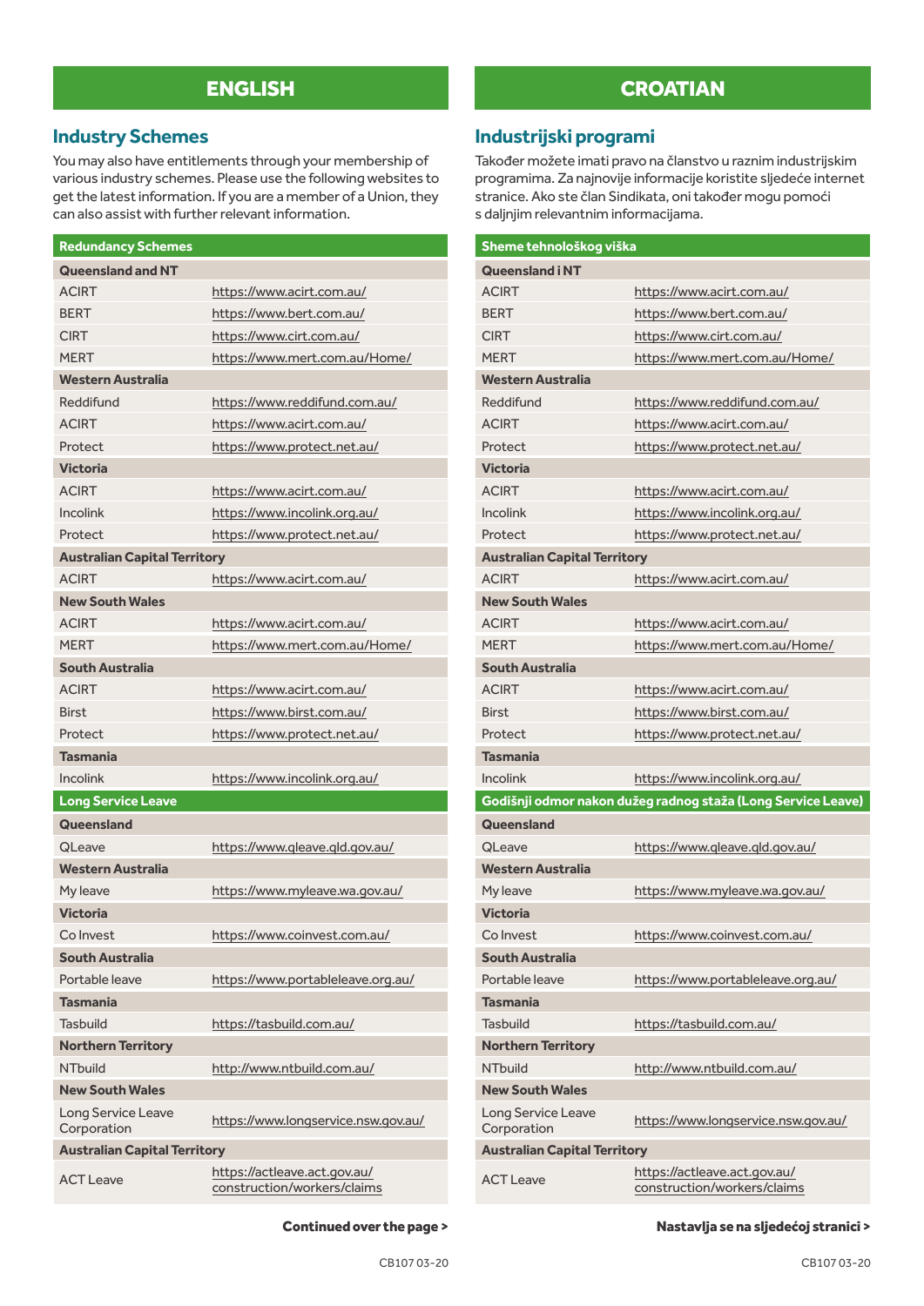## ENGLISH

### Industry Schemes

You may also have entitlements through your membership of various industry schemes. Please use the following websites to get the latest information. If you are a member of a Union, they can also assist with further relevant information.

| Redundancy Schemes | |
|---|---|
| **Queensland and NT** | |
| ACIRT | https://www.acirt.com.au/ |
| BERT | https://www.bert.com.au/ |
| CIRT | https://www.cirt.com.au/ |
| MERT | https://www.mert.com.au/Home/ |
| **Western Australia** | |
| Reddifund | https://www.reddifund.com.au/ |
| ACIRT | https://www.acirt.com.au/ |
| Protect | https://www.protect.net.au/ |
| **Victoria** | |
| ACIRT | https://www.acirt.com.au/ |
| Incolink | https://www.incolink.org.au/ |
| Protect | https://www.protect.net.au/ |
| **Australian Capital Territory** | |
| ACIRT | https://www.acirt.com.au/ |
| **New South Wales** | |
| ACIRT | https://www.acirt.com.au/ |
| MERT | https://www.mert.com.au/Home/ |
| **South Australia** | |
| ACIRT | https://www.acirt.com.au/ |
| Birst | https://www.birst.com.au/ |
| Protect | https://www.protect.net.au/ |
| **Tasmania** | |
| Incolink | https://www.incolink.org.au/ |
| **Long Service Leave** | |
| **Queensland** | |
| QLeave | https://www.qleave.qld.gov.au/ |
| **Western Australia** | |
| My leave | https://www.myleave.wa.gov.au/ |
| **Victoria** | |
| Co Invest | https://www.coinvest.com.au/ |
| **South Australia** | |
| Portable leave | https://www.portableleave.org.au/ |
| **Tasmania** | |
| Tasbuild | https://tasbuild.com.au/ |
| **Northern Territory** | |
| NTbuild | http://www.ntbuild.com.au/ |
| **New South Wales** | |
| Long Service Leave Corporation | https://www.longservice.nsw.gov.au/ |
| **Australian Capital Territory** | |
| ACT Leave | https://actleave.act.gov.au/construction/workers/claims |

**Continued over the page >**

## CROATIAN

### Industrijski programi

Također možete imati pravo na članstvo u raznim industrijskim programima. Za najnovije informacije koristite sljedeće internet stranice. Ako ste član Sindikata, oni također mogu pomoći s daljnjim relevantnim informacijama.

| Sheme tehnološkog viška | |
|---|---|
| **Queensland i NT** | |
| ACIRT | https://www.acirt.com.au/ |
| BERT | https://www.bert.com.au/ |
| CIRT | https://www.cirt.com.au/ |
| MERT | https://www.mert.com.au/Home/ |
| **Western Australia** | |
| Reddifund | https://www.reddifund.com.au/ |
| ACIRT | https://www.acirt.com.au/ |
| Protect | https://www.protect.net.au/ |
| **Victoria** | |
| ACIRT | https://www.acirt.com.au/ |
| Incolink | https://www.incolink.org.au/ |
| Protect | https://www.protect.net.au/ |
| **Australian Capital Territory** | |
| ACIRT | https://www.acirt.com.au/ |
| **New South Wales** | |
| ACIRT | https://www.acirt.com.au/ |
| MERT | https://www.mert.com.au/Home/ |
| **South Australia** | |
| ACIRT | https://www.acirt.com.au/ |
| Birst | https://www.birst.com.au/ |
| Protect | https://www.protect.net.au/ |
| **Tasmania** | |
| Incolink | https://www.incolink.org.au/ |
| **Godišnji odmor nakon dužeg radnog staža (Long Service Leave)** | |
| **Queensland** | |
| QLeave | https://www.qleave.qld.gov.au/ |
| **Western Australia** | |
| My leave | https://www.myleave.wa.gov.au/ |
| **Victoria** | |
| Co Invest | https://www.coinvest.com.au/ |
| **South Australia** | |
| Portable leave | https://www.portableleave.org.au/ |
| **Tasmania** | |
| Tasbuild | https://tasbuild.com.au/ |
| **Northern Territory** | |
| NTbuild | http://www.ntbuild.com.au/ |
| **New South Wales** | |
| Long Service Leave Corporation | https://www.longservice.nsw.gov.au/ |
| **Australian Capital Territory** | |
| ACT Leave | https://actleave.act.gov.au/construction/workers/claims |

**Nastavlja se na sljedećoj stranici >**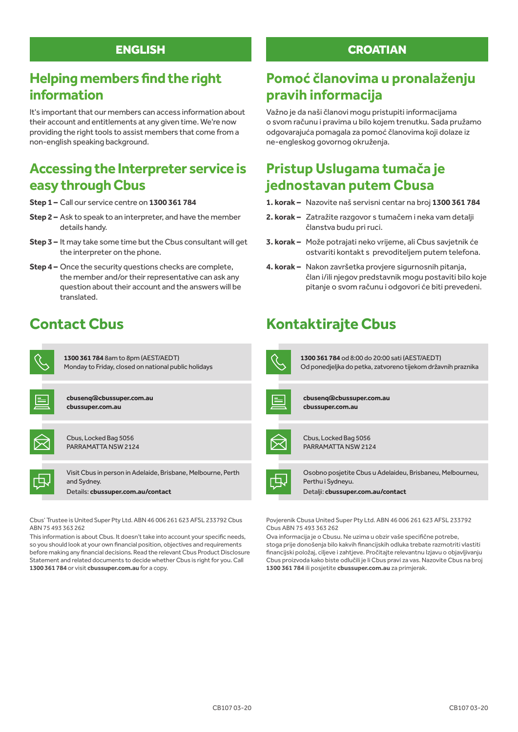## ENGLISH

# Helping members find the right information

It's important that our members can access information about their account and entitlements at any given time. We're now providing the right tools to assist members that come from a non-english speaking background.

## Accessing the Interpreter service is easy through Cbus

**Step 1 –** Call our service centre on **1300 361 784**

**Step 2 –** Ask to speak to an interpreter, and have the member details handy.

**Step 3 –** It may take some time but the Cbus consultant will get the interpreter on the phone.

**Step 4 –** Once the security questions checks are complete, the member and/or their representative can ask any question about their account and the answers will be translated.

## Contact Cbus

**1300 361 784** 8am to 8pm (AEST/AEDT)
Monday to Friday, closed on national public holidays

**cbusenq@cbussuper.com.au**
**cbussuper.com.au**

Cbus, Locked Bag 5056
PARRAMATTA NSW 2124

Visit Cbus in person in Adelaide, Brisbane, Melbourne, Perth and Sydney.
Details: **cbussuper.com.au/contact**

Cbus' Trustee is United Super Pty Ltd. ABN 46 006 261 623 AFSL 233792 Cbus ABN 75 493 363 262

This information is about Cbus. It doesn't take into account your specific needs, so you should look at your own financial position, objectives and requirements before making any financial decisions. Read the relevant Cbus Product Disclosure Statement and related documents to decide whether Cbus is right for you. Call **1300 361 784** or visit **cbussuper.com.au** for a copy.

CB107 03-20

## CROATIAN

# Pomoć članovima u pronalaženju pravih informacija

Važno je da naši članovi mogu pristupiti informacijama o svom računu i pravima u bilo kojem trenutku. Sada pružamo odgovarajuća pomagala za pomoć članovima koji dolaze iz ne-engleskog govornog okruženja.

## Pristup Uslugama tumača je jednostavan putem Cbusa

**1. korak –** Nazovite naš servisni centar na broj **1300 361 784**

**2. korak –** Zatražite razgovor s tumačem i neka vam detalji članstva budu pri ruci.

**3. korak –** Može potrajati neko vrijeme, ali Cbus savjetnik će ostvariti kontakt s prevoditeljem putem telefona.

**4. korak –** Nakon završetka provjere sigurnosnih pitanja, član i/ili njegov predstavnik mogu postaviti bilo koje pitanje o svom računu i odgovori će biti prevedeni.

## Kontaktirajte Cbus

**1300 361 784** od 8:00 do 20:00 sati (AEST/AEDT)
Od ponedjeljka do petka, zatvoreno tijekom državnih praznika

**cbusenq@cbussuper.com.au**
**cbussuper.com.au**

Cbus, Locked Bag 5056
PARRAMATTA NSW 2124

Osobno posjetite Cbus u Adelaideu, Brisbaneu, Melbourneu, Perthu i Sydneyu.
Detalji: **cbussuper.com.au/contact**

Povjerenik Cbusa United Super Pty Ltd. ABN 46 006 261 623 AFSL 233792 Cbus ABN 75 493 363 262

Ova informacija je o Cbusu. Ne uzima u obzir vaše specifične potrebe, stoga prije donošenja bilo kakvih financijskih odluka trebate razmotriti vlastiti financijski položaj, ciljeve i zahtjeve. Pročitajte relevantnu Izjavu o objavljivanju Cbus proizvoda kako biste odlučili je li Cbus pravi za vas. Nazovite Cbus na broj **1300 361 784** ili posjetite **cbussuper.com.au** za primjerak.

CB107 03-20